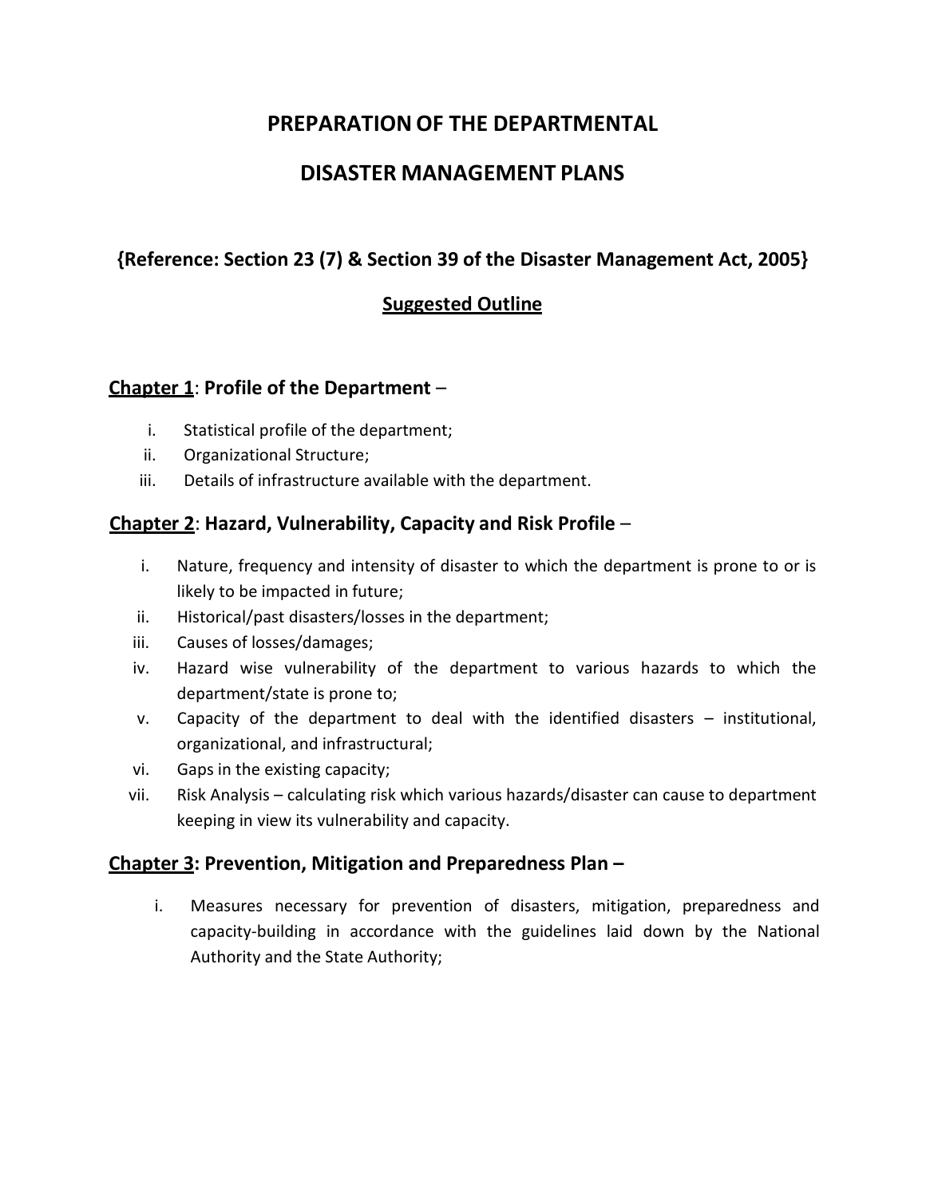# PREPARATION OF THE DEPARTMENTAL

# DISASTER MANAGEMENT PLANS

## {Reference: Section 23 (7) & Section 39 of the Disaster Management Act, 2005}

## Suggested Outline

### Chapter 1: Profile of the Department –

i. Statistical profile of the department;
ii. Organizational Structure;
iii. Details of infrastructure available with the department.

### Chapter 2: Hazard, Vulnerability, Capacity and Risk Profile –

i. Nature, frequency and intensity of disaster to which the department is prone to or is likely to be impacted in future;
ii. Historical/past disasters/losses in the department;
iii. Causes of losses/damages;
iv. Hazard wise vulnerability of the department to various hazards to which the department/state is prone to;
v. Capacity of the department to deal with the identified disasters – institutional, organizational, and infrastructural;
vi. Gaps in the existing capacity;
vii. Risk Analysis – calculating risk which various hazards/disaster can cause to department keeping in view its vulnerability and capacity.

### Chapter 3: Prevention, Mitigation and Preparedness Plan –

i. Measures necessary for prevention of disasters, mitigation, preparedness and capacity-building in accordance with the guidelines laid down by the National Authority and the State Authority;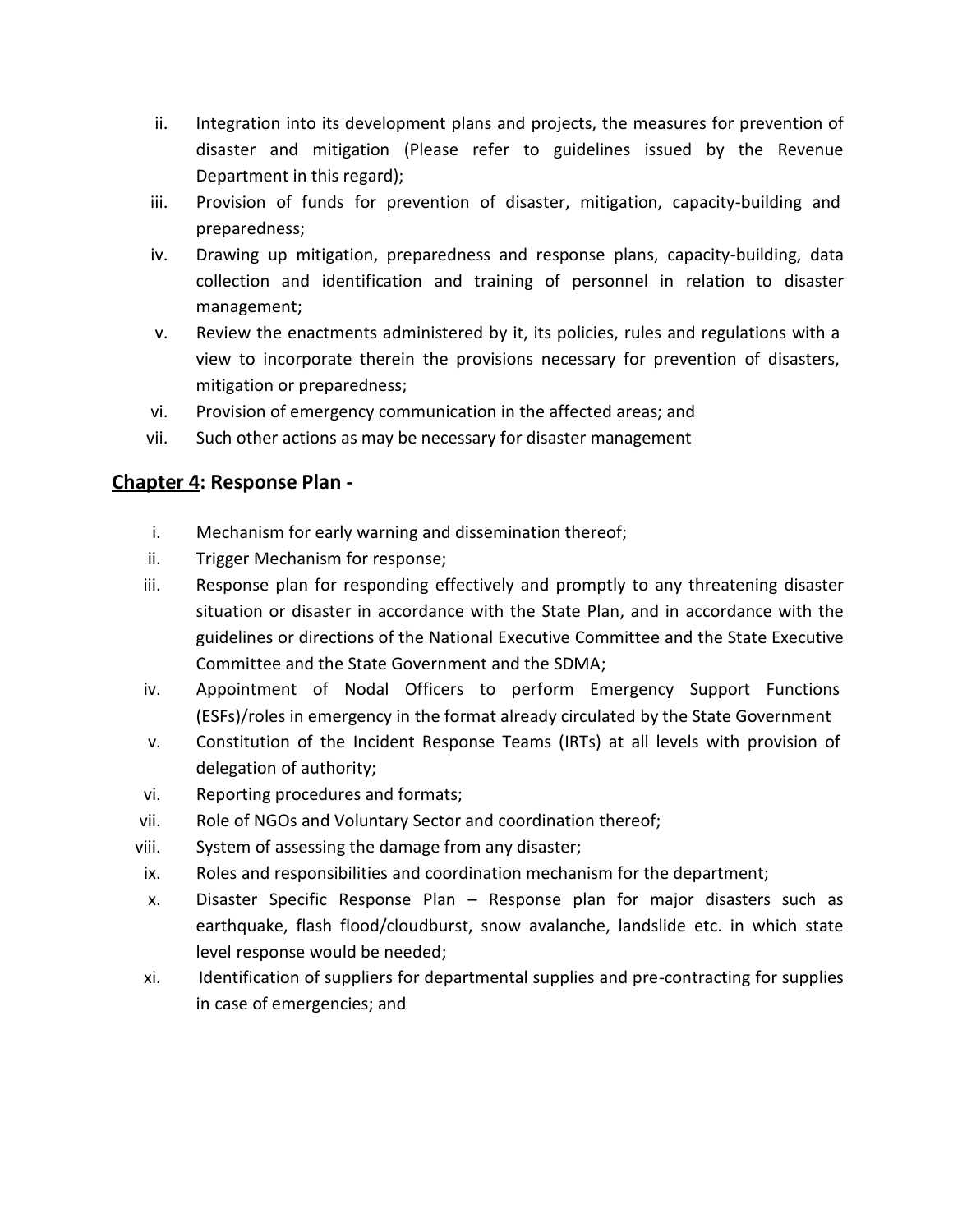ii. Integration into its development plans and projects, the measures for prevention of disaster and mitigation (Please refer to guidelines issued by the Revenue Department in this regard);

iii. Provision of funds for prevention of disaster, mitigation, capacity-building and preparedness;

iv. Drawing up mitigation, preparedness and response plans, capacity-building, data collection and identification and training of personnel in relation to disaster management;

v. Review the enactments administered by it, its policies, rules and regulations with a view to incorporate therein the provisions necessary for prevention of disasters, mitigation or preparedness;

vi. Provision of emergency communication in the affected areas; and

vii. Such other actions as may be necessary for disaster management

## <u>Chapter 4</u>: Response Plan -

i. Mechanism for early warning and dissemination thereof;

ii. Trigger Mechanism for response;

iii. Response plan for responding effectively and promptly to any threatening disaster situation or disaster in accordance with the State Plan, and in accordance with the guidelines or directions of the National Executive Committee and the State Executive Committee and the State Government and the SDMA;

iv. Appointment of Nodal Officers to perform Emergency Support Functions (ESFs)/roles in emergency in the format already circulated by the State Government

v. Constitution of the Incident Response Teams (IRTs) at all levels with provision of delegation of authority;

vi. Reporting procedures and formats;

vii. Role of NGOs and Voluntary Sector and coordination thereof;

viii. System of assessing the damage from any disaster;

ix. Roles and responsibilities and coordination mechanism for the department;

x. Disaster Specific Response Plan – Response plan for major disasters such as earthquake, flash flood/cloudburst, snow avalanche, landslide etc. in which state level response would be needed;

xi. Identification of suppliers for departmental supplies and pre-contracting for supplies in case of emergencies; and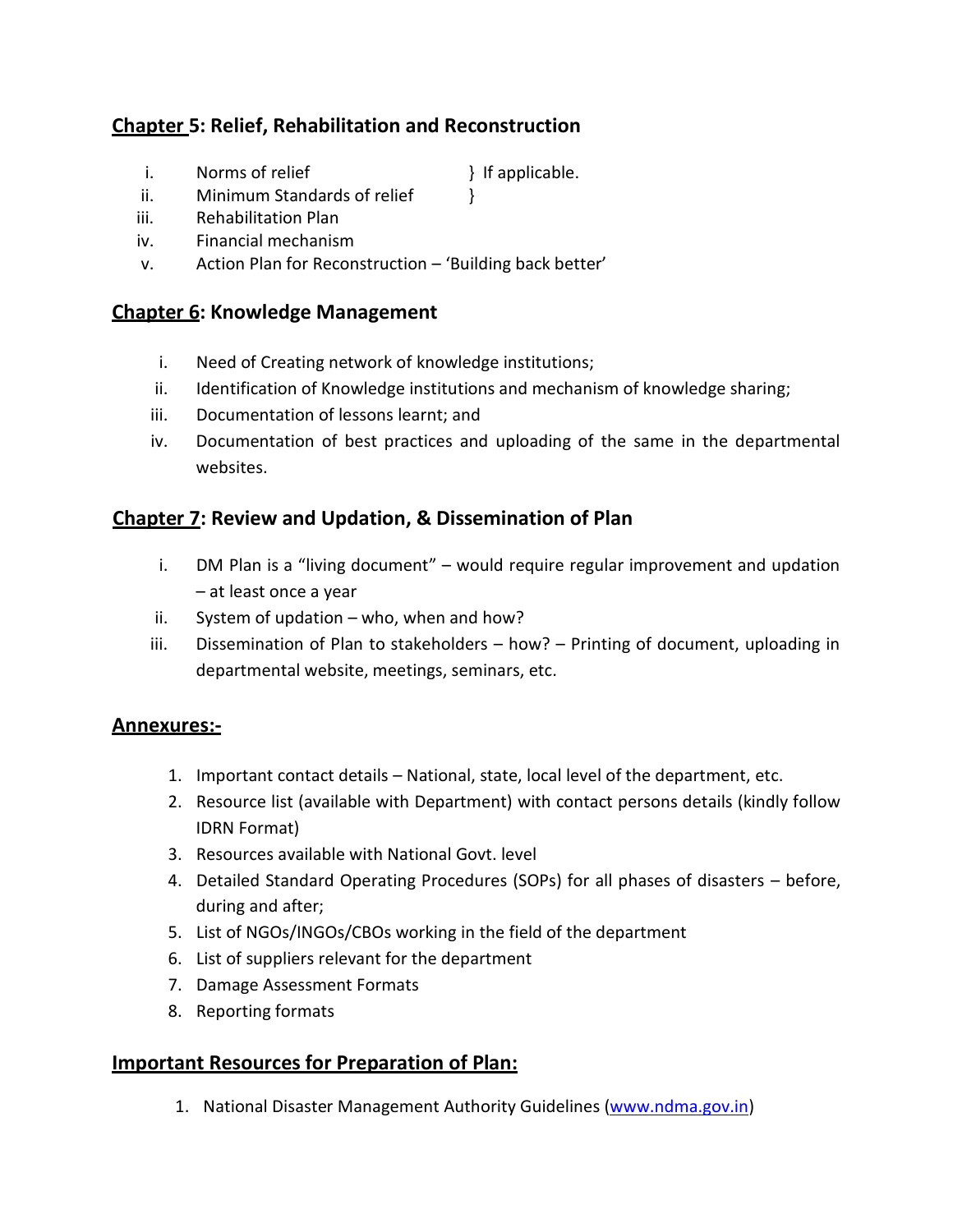## Chapter 5: Relief, Rehabilitation and Reconstruction

i. Norms of relief } If applicable.
ii. Minimum Standards of relief }
iii. Rehabilitation Plan
iv. Financial mechanism
v. Action Plan for Reconstruction – 'Building back better'

## Chapter 6: Knowledge Management

i. Need of Creating network of knowledge institutions;
ii. Identification of Knowledge institutions and mechanism of knowledge sharing;
iii. Documentation of lessons learnt; and
iv. Documentation of best practices and uploading of the same in the departmental websites.

## Chapter 7: Review and Updation, & Dissemination of Plan

i. DM Plan is a "living document" – would require regular improvement and updation – at least once a year
ii. System of updation – who, when and how?
iii. Dissemination of Plan to stakeholders – how? – Printing of document, uploading in departmental website, meetings, seminars, etc.

## Annexures:-

1. Important contact details – National, state, local level of the department, etc.
2. Resource list (available with Department) with contact persons details (kindly follow IDRN Format)
3. Resources available with National Govt. level
4. Detailed Standard Operating Procedures (SOPs) for all phases of disasters – before, during and after;
5. List of NGOs/INGOs/CBOs working in the field of the department
6. List of suppliers relevant for the department
7. Damage Assessment Formats
8. Reporting formats

## Important Resources for Preparation of Plan:

1. National Disaster Management Authority Guidelines (www.ndma.gov.in)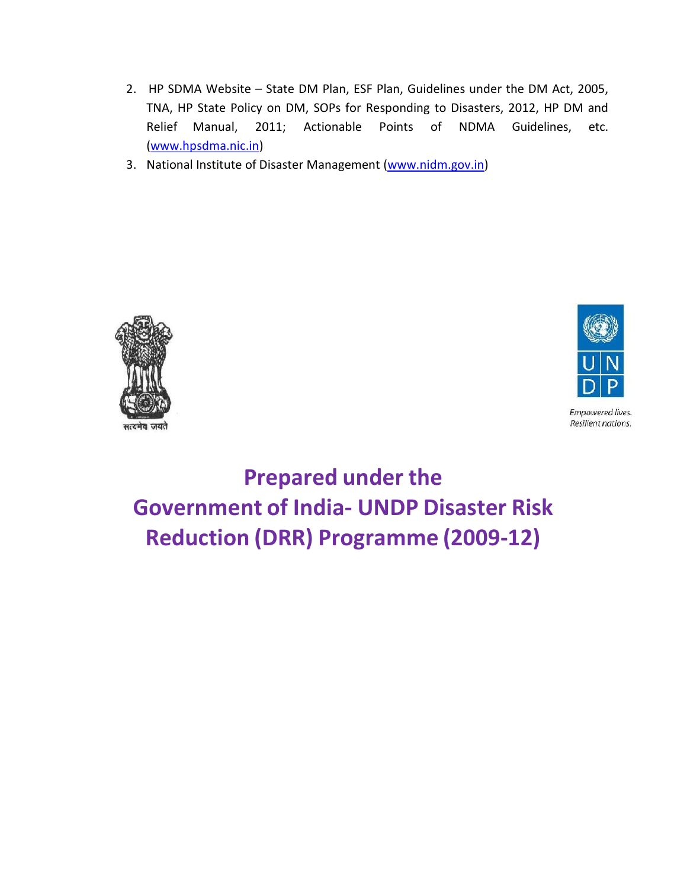2. HP SDMA Website – State DM Plan, ESF Plan, Guidelines under the DM Act, 2005, TNA, HP State Policy on DM, SOPs for Responding to Disasters, 2012, HP DM and Relief Manual, 2011; Actionable Points of NDMA Guidelines, etc. (www.hpsdma.nic.in)
3. National Institute of Disaster Management (www.nidm.gov.in)

सत्यमेव जयते

UNDP

*Empowered lives.*
*Resilient nations.*

# Prepared under the Government of India- UNDP Disaster Risk Reduction (DRR) Programme (2009-12)